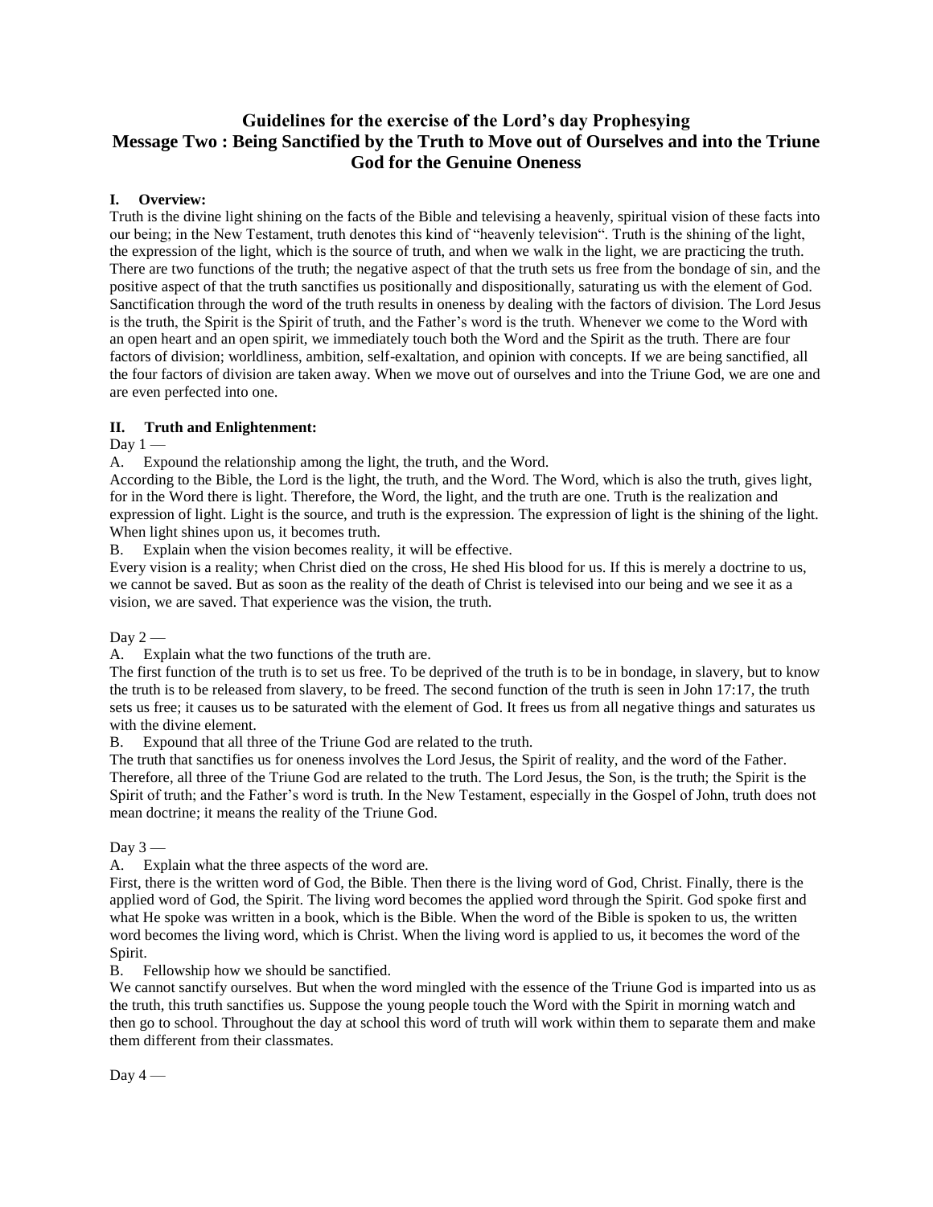# Guidelines for the exercise of the Lord's day Prophesying
# Message Two : Being Sanctified by the Truth to Move out of Ourselves and into the Triune God for the Genuine Oneness

## I. Overview:

Truth is the divine light shining on the facts of the Bible and televising a heavenly, spiritual vision of these facts into our being; in the New Testament, truth denotes this kind of "heavenly television". Truth is the shining of the light, the expression of the light, which is the source of truth, and when we walk in the light, we are practicing the truth. There are two functions of the truth; the negative aspect of that the truth sets us free from the bondage of sin, and the positive aspect of that the truth sanctifies us positionally and dispositionally, saturating us with the element of God. Sanctification through the word of the truth results in oneness by dealing with the factors of division. The Lord Jesus is the truth, the Spirit is the Spirit of truth, and the Father's word is the truth. Whenever we come to the Word with an open heart and an open spirit, we immediately touch both the Word and the Spirit as the truth. There are four factors of division; worldliness, ambition, self-exaltation, and opinion with concepts. If we are being sanctified, all the four factors of division are taken away. When we move out of ourselves and into the Triune God, we are one and are even perfected into one.

## II. Truth and Enlightenment:

Day 1 —

A. Expound the relationship among the light, the truth, and the Word.

According to the Bible, the Lord is the light, the truth, and the Word. The Word, which is also the truth, gives light, for in the Word there is light. Therefore, the Word, the light, and the truth are one. Truth is the realization and expression of light. Light is the source, and truth is the expression. The expression of light is the shining of the light. When light shines upon us, it becomes truth.

B. Explain when the vision becomes reality, it will be effective.

Every vision is a reality; when Christ died on the cross, He shed His blood for us. If this is merely a doctrine to us, we cannot be saved. But as soon as the reality of the death of Christ is televised into our being and we see it as a vision, we are saved. That experience was the vision, the truth.

Day 2 —

A. Explain what the two functions of the truth are.

The first function of the truth is to set us free. To be deprived of the truth is to be in bondage, in slavery, but to know the truth is to be released from slavery, to be freed. The second function of the truth is seen in John 17:17, the truth sets us free; it causes us to be saturated with the element of God. It frees us from all negative things and saturates us with the divine element.

B. Expound that all three of the Triune God are related to the truth.

The truth that sanctifies us for oneness involves the Lord Jesus, the Spirit of reality, and the word of the Father. Therefore, all three of the Triune God are related to the truth. The Lord Jesus, the Son, is the truth; the Spirit is the Spirit of truth; and the Father's word is truth. In the New Testament, especially in the Gospel of John, truth does not mean doctrine; it means the reality of the Triune God.

Day 3 —

A. Explain what the three aspects of the word are.

First, there is the written word of God, the Bible. Then there is the living word of God, Christ. Finally, there is the applied word of God, the Spirit. The living word becomes the applied word through the Spirit. God spoke first and what He spoke was written in a book, which is the Bible. When the word of the Bible is spoken to us, the written word becomes the living word, which is Christ. When the living word is applied to us, it becomes the word of the Spirit.

B. Fellowship how we should be sanctified.

We cannot sanctify ourselves. But when the word mingled with the essence of the Triune God is imparted into us as the truth, this truth sanctifies us. Suppose the young people touch the Word with the Spirit in morning watch and then go to school. Throughout the day at school this word of truth will work within them to separate them and make them different from their classmates.

Day 4 —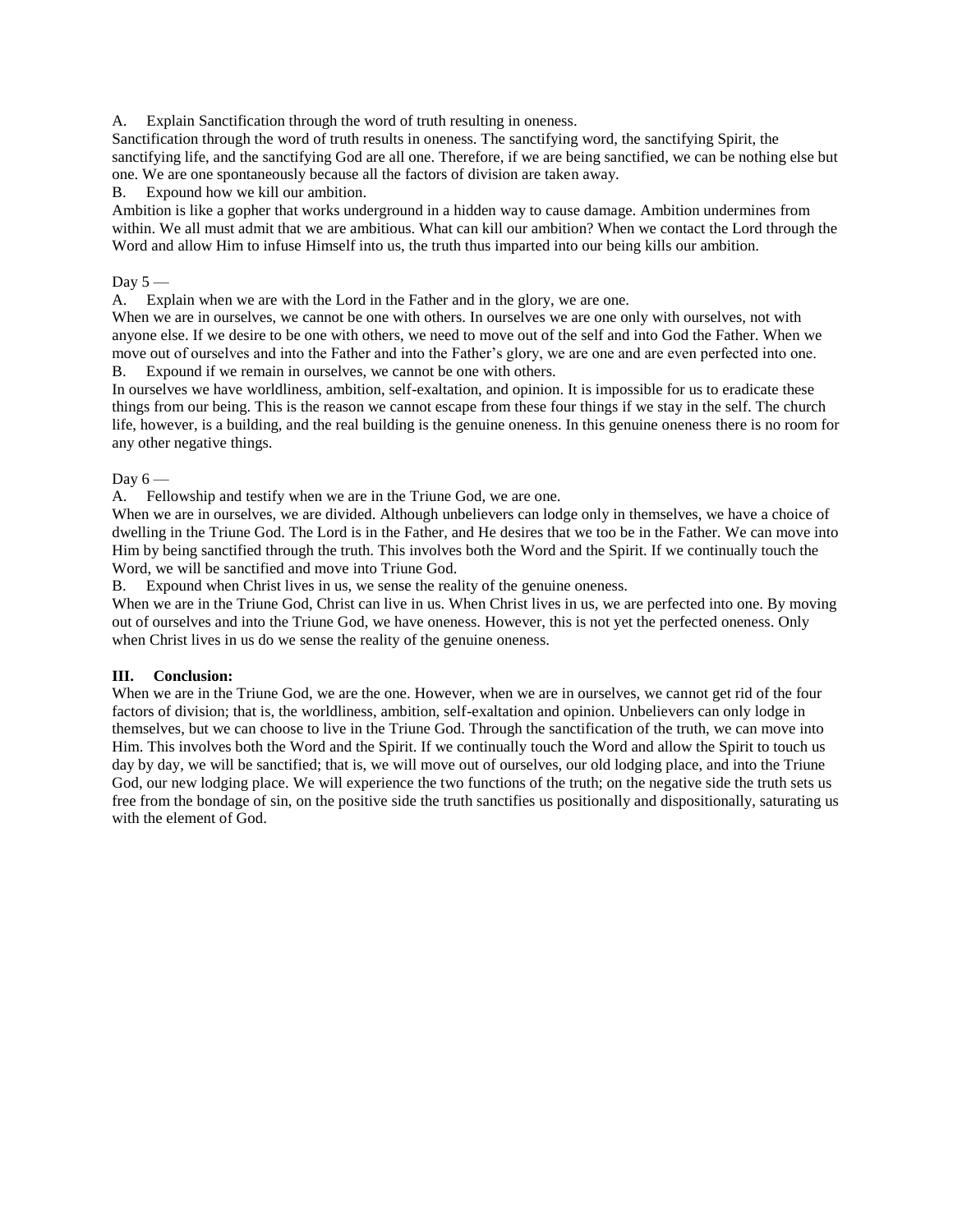A. Explain Sanctification through the word of truth resulting in oneness.

Sanctification through the word of truth results in oneness. The sanctifying word, the sanctifying Spirit, the sanctifying life, and the sanctifying God are all one. Therefore, if we are being sanctified, we can be nothing else but one. We are one spontaneously because all the factors of division are taken away.

B. Expound how we kill our ambition.

Ambition is like a gopher that works underground in a hidden way to cause damage. Ambition undermines from within. We all must admit that we are ambitious. What can kill our ambition? When we contact the Lord through the Word and allow Him to infuse Himself into us, the truth thus imparted into our being kills our ambition.

Day 5 —

A. Explain when we are with the Lord in the Father and in the glory, we are one.

When we are in ourselves, we cannot be one with others. In ourselves we are one only with ourselves, not with anyone else. If we desire to be one with others, we need to move out of the self and into God the Father. When we move out of ourselves and into the Father and into the Father's glory, we are one and are even perfected into one.

B. Expound if we remain in ourselves, we cannot be one with others.

In ourselves we have worldliness, ambition, self-exaltation, and opinion. It is impossible for us to eradicate these things from our being. This is the reason we cannot escape from these four things if we stay in the self. The church life, however, is a building, and the real building is the genuine oneness. In this genuine oneness there is no room for any other negative things.

Day 6 —

A. Fellowship and testify when we are in the Triune God, we are one.

When we are in ourselves, we are divided. Although unbelievers can lodge only in themselves, we have a choice of dwelling in the Triune God. The Lord is in the Father, and He desires that we too be in the Father. We can move into Him by being sanctified through the truth. This involves both the Word and the Spirit. If we continually touch the Word, we will be sanctified and move into Triune God.

B. Expound when Christ lives in us, we sense the reality of the genuine oneness.

When we are in the Triune God, Christ can live in us. When Christ lives in us, we are perfected into one. By moving out of ourselves and into the Triune God, we have oneness. However, this is not yet the perfected oneness. Only when Christ lives in us do we sense the reality of the genuine oneness.

## III. Conclusion:

When we are in the Triune God, we are the one. However, when we are in ourselves, we cannot get rid of the four factors of division; that is, the worldliness, ambition, self-exaltation and opinion. Unbelievers can only lodge in themselves, but we can choose to live in the Triune God. Through the sanctification of the truth, we can move into Him. This involves both the Word and the Spirit. If we continually touch the Word and allow the Spirit to touch us day by day, we will be sanctified; that is, we will move out of ourselves, our old lodging place, and into the Triune God, our new lodging place. We will experience the two functions of the truth; on the negative side the truth sets us free from the bondage of sin, on the positive side the truth sanctifies us positionally and dispositionally, saturating us with the element of God.